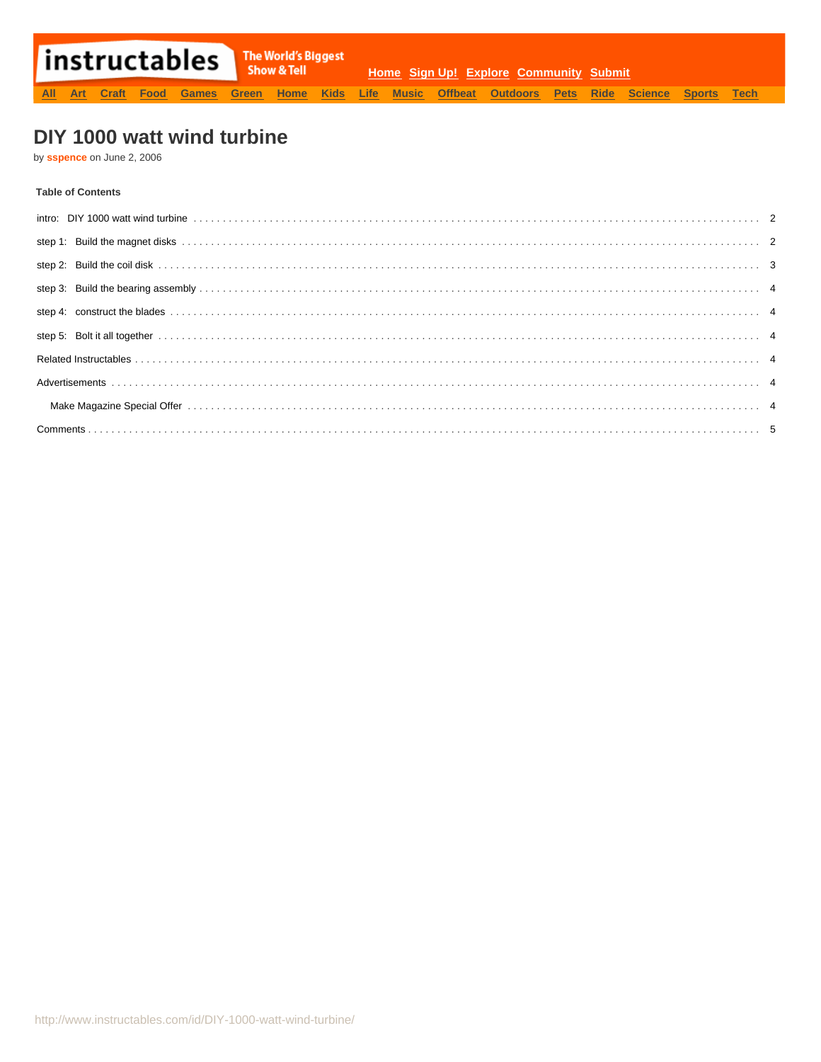instructables — The World's Biggest Show & Tell

Home Sign Up! Explore Community Submit

All Art Craft Food Games Green Home Kids Life Music Offbeat Outdoors Pets Ride Science Sports Tech

# DIY 1000 watt wind turbine

by **sspence** on June 2, 2006

**Table of Contents**

| | |
|---|---|
| intro: DIY 1000 watt wind turbine | 2 |
| step 1: Build the magnet disks | 2 |
| step 2: Build the coil disk | 3 |
| step 3: Build the bearing assembly | 4 |
| step 4: construct the blades | 4 |
| step 5: Bolt it all together | 4 |
| Related Instructables | 4 |
| Advertisements | 4 |
| Make Magazine Special Offer | 4 |
| Comments | 5 |

http://www.instructables.com/id/DIY-1000-watt-wind-turbine/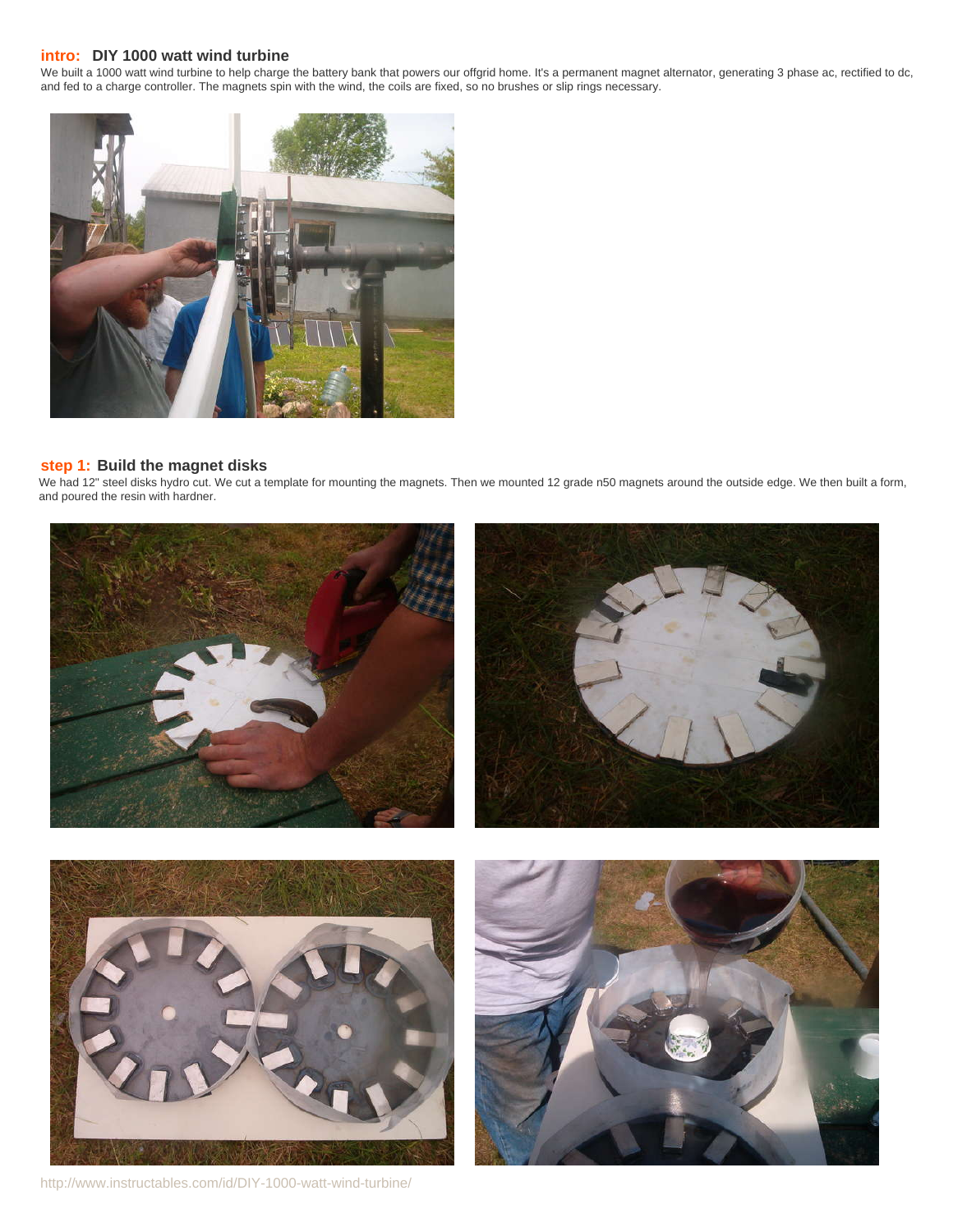## intro: DIY 1000 watt wind turbine

We built a 1000 watt wind turbine to help charge the battery bank that powers our offgrid home. It's a permanent magnet alternator, generating 3 phase ac, rectified to dc, and fed to a charge controller. The magnets spin with the wind, the coils are fixed, so no brushes or slip rings necessary.

## step 1: Build the magnet disks

We had 12" steel disks hydro cut. We cut a template for mounting the magnets. Then we mounted 12 grade n50 magnets around the outside edge. We then built a form, and poured the resin with hardner.

http://www.instructables.com/id/DIY-1000-watt-wind-turbine/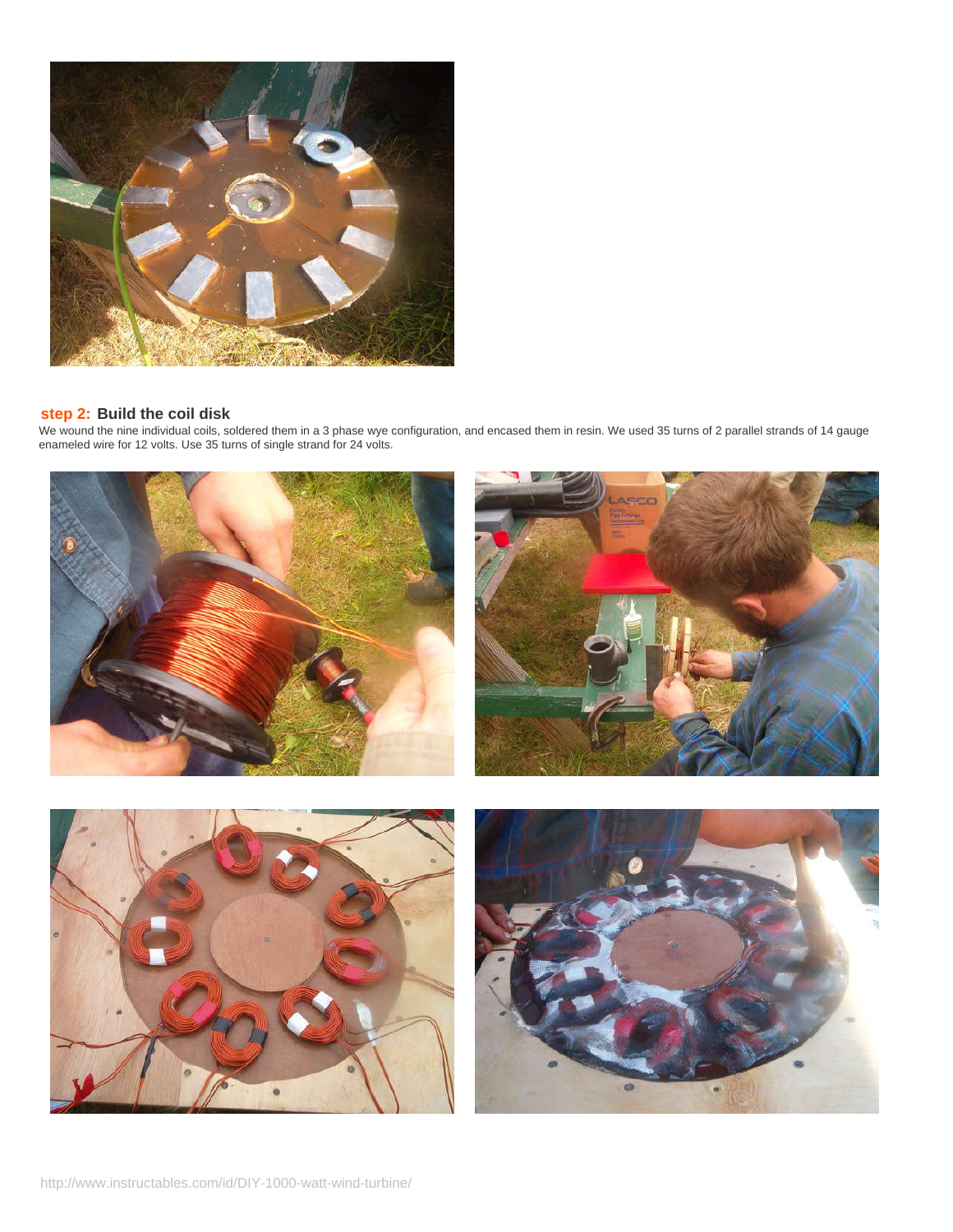## step 2: Build the coil disk

We wound the nine individual coils, soldered them in a 3 phase wye configuration, and encased them in resin. We used 35 turns of 2 parallel strands of 14 gauge enameled wire for 12 volts. Use 35 turns of single strand for 24 volts.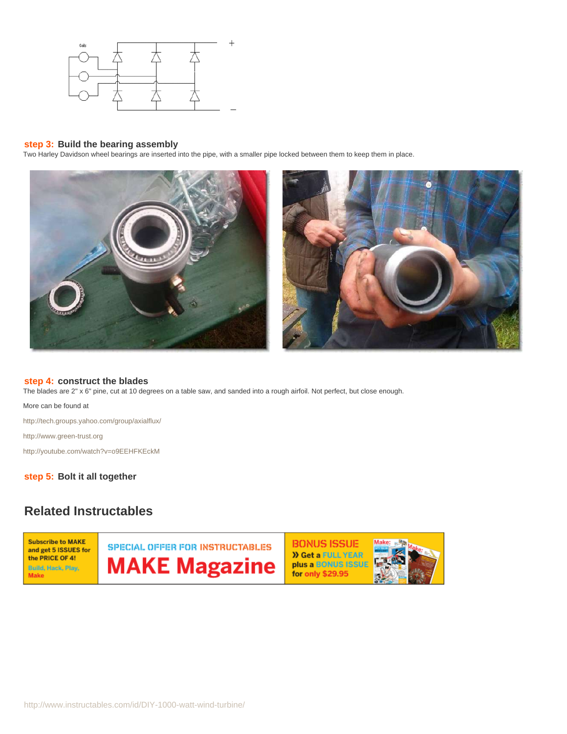**step 3:** **Build the bearing assembly**

Two Harley Davidson wheel bearings are inserted into the pipe, with a smaller pipe locked between them to keep them in place.

**step 4:** **construct the blades**

The blades are 2" x 6" pine, cut at 10 degrees on a table saw, and sanded into a rough airfoil. Not perfect, but close enough.

More can be found at

http://tech.groups.yahoo.com/group/axialflux/

http://www.green-trust.org

http://youtube.com/watch?v=o9EEHFKEckM

**step 5:** **Bolt it all together**

## Related Instructables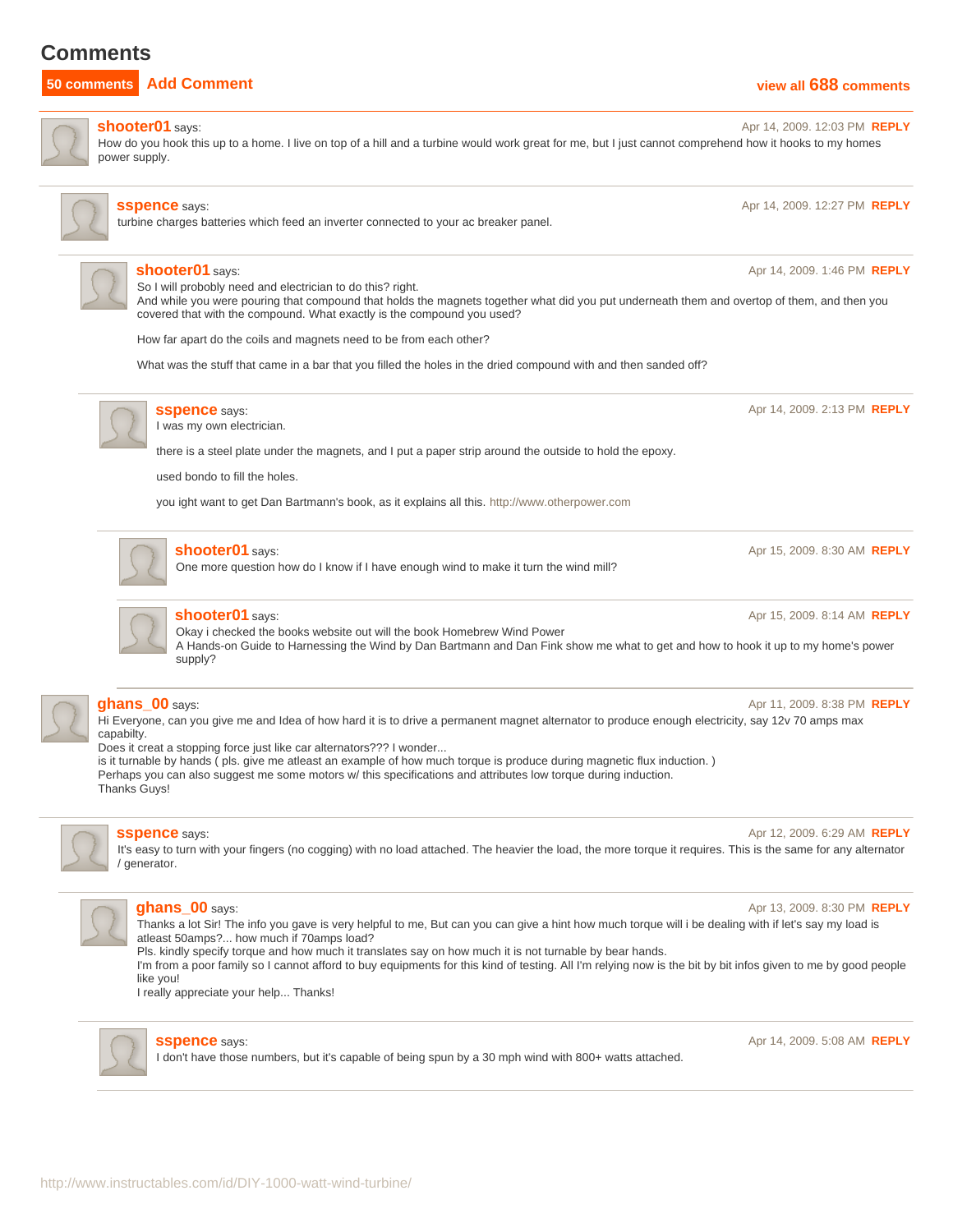## Comments

**50 comments** Add Comment view all 688 comments

**shooter01** says: Apr 14, 2009. 12:03 PM REPLY

How do you hook this up to a home. I live on top of a hill and a turbine would work great for me, but I just cannot comprehend how it hooks to my homes power supply.

**sspence** says: Apr 14, 2009. 12:27 PM REPLY

turbine charges batteries which feed an inverter connected to your ac breaker panel.

**shooter01** says: Apr 14, 2009. 1:46 PM REPLY

So I will probobly need and electrician to do this? right.
And while you were pouring that compound that holds the magnets together what did you put underneath them and overtop of them, and then you covered that with the compound. What exactly is the compound you used?

How far apart do the coils and magnets need to be from each other?

What was the stuff that came in a bar that you filled the holes in the dried compound with and then sanded off?

**sspence** says: Apr 14, 2009. 2:13 PM REPLY

I was my own electrician.

there is a steel plate under the magnets, and I put a paper strip around the outside to hold the epoxy.

used bondo to fill the holes.

you ight want to get Dan Bartmann's book, as it explains all this. http://www.otherpower.com

**shooter01** says: Apr 15, 2009. 8:30 AM REPLY

One more question how do I know if I have enough wind to make it turn the wind mill?

**shooter01** says: Apr 15, 2009. 8:14 AM REPLY

Okay i checked the books website out will the book Homebrew Wind Power
A Hands-on Guide to Harnessing the Wind by Dan Bartmann and Dan Fink show me what to get and how to hook it up to my home's power supply?

**ghans_00** says: Apr 11, 2009. 8:38 PM REPLY

Hi Everyone, can you give me and Idea of how hard it is to drive a permanent magnet alternator to produce enough electricity, say 12v 70 amps max capabilty.
Does it creat a stopping force just like car alternators??? I wonder...
is it turnable by hands ( pls. give me atleast an example of how much torque is produce during magnetic flux induction. )
Perhaps you can also suggest me some motors w/ this specifications and attributes low torque during induction.
Thanks Guys!

**sspence** says: Apr 12, 2009. 6:29 AM REPLY

It's easy to turn with your fingers (no cogging) with no load attached. The heavier the load, the more torque it requires. This is the same for any alternator / generator.

**ghans_00** says: Apr 13, 2009. 8:30 PM REPLY

Thanks a lot Sir! The info you gave is very helpful to me, But can you can give a hint how much torque will i be dealing with if let's say my load is atleast 50amps?... how much if 70amps load?
Pls. kindly specify torque and how much it translates say on how much it is not turnable by bear hands.
I'm from a poor family so I cannot afford to buy equipments for this kind of testing. All I'm relying now is the bit by bit infos given to me by good people like you!
I really appreciate your help... Thanks!

**sspence** says: Apr 14, 2009. 5:08 AM REPLY

I don't have those numbers, but it's capable of being spun by a 30 mph wind with 800+ watts attached.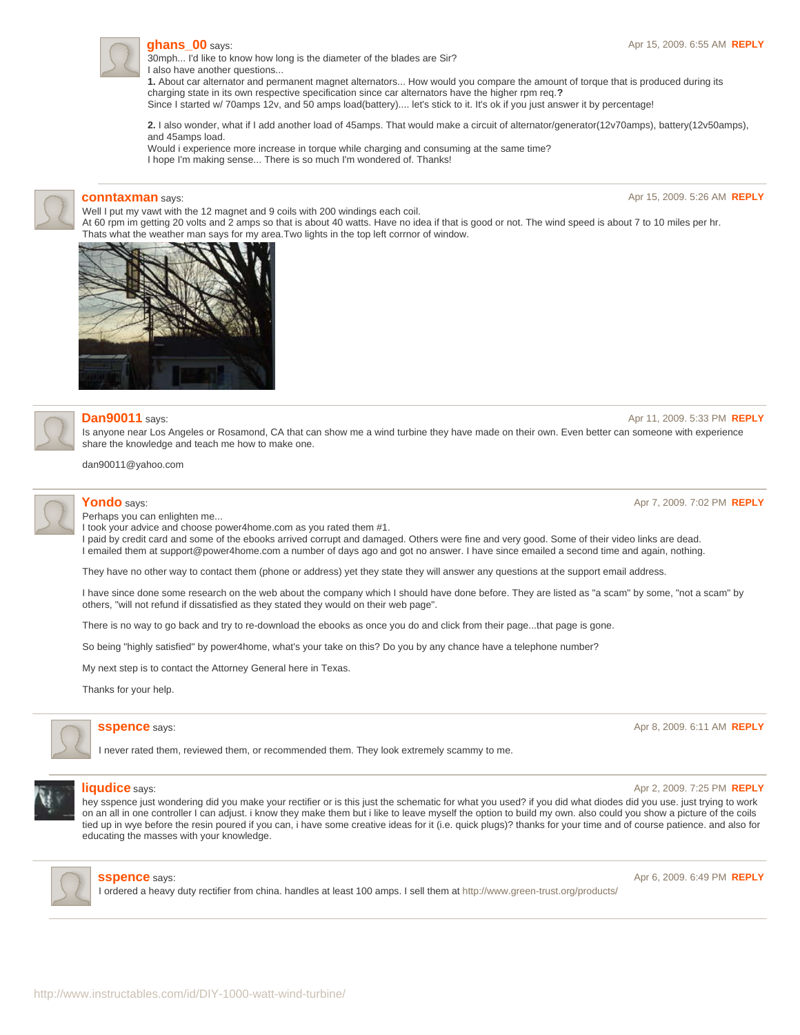**ghans_00** says: Apr 15, 2009. 6:55 AM **REPLY**

30mph... I'd like to know how long is the diameter of the blades are Sir?
I also have another questions...
**1.** About car alternator and permanent magnet alternators... How would you compare the amount of torque that is produced during its charging state in its own respective specification since car alternators have the higher rpm req.**?**
Since I started w/ 70amps 12v, and 50 amps load(battery).... let's stick to it. It's ok if you just answer it by percentage!

**2.** I also wonder, what if I add another load of 45amps. That would make a circuit of alternator/generator(12v70amps), battery(12v50amps), and 45amps load.
Would i experience more increase in torque while charging and consuming at the same time?
I hope I'm making sense... There is so much I'm wondered of. Thanks!

---

**conntaxman** says: Apr 15, 2009. 5:26 AM **REPLY**

Well I put my vawt with the 12 magnet and 9 coils with 200 windings each coil.
At 60 rpm im getting 20 volts and 2 amps so that is about 40 watts. Have no idea if that is good or not. The wind speed is about 7 to 10 miles per hr. Thats what the weather man says for my area.Two lights in the top left corrnor of window.

---

**Dan90011** says: Apr 11, 2009. 5:33 PM **REPLY**

Is anyone near Los Angeles or Rosamond, CA that can show me a wind turbine they have made on their own. Even better can someone with experience share the knowledge and teach me how to make one.

dan90011@yahoo.com

---

**Yondo** says: Apr 7, 2009. 7:02 PM **REPLY**

Perhaps you can enlighten me...
I took your advice and choose power4home.com as you rated them #1.
I paid by credit card and some of the ebooks arrived corrupt and damaged. Others were fine and very good. Some of their video links are dead.
I emailed them at support@power4home.com a number of days ago and got no answer. I have since emailed a second time and again, nothing.

They have no other way to contact them (phone or address) yet they state they will answer any questions at the support email address.

I have since done some research on the web about the company which I should have done before. They are listed as "a scam" by some, "not a scam" by others, "will not refund if dissatisfied as they stated they would on their web page".

There is no way to go back and try to re-download the ebooks as once you do and click from their page...that page is gone.

So being "highly satisfied" by power4home, what's your take on this? Do you by any chance have a telephone number?

My next step is to contact the Attorney General here in Texas.

Thanks for your help.

---

**sspence** says: Apr 8, 2009. 6:11 AM **REPLY**

I never rated them, reviewed them, or recommended them. They look extremely scammy to me.

---

**liqudice** says: Apr 2, 2009. 7:25 PM **REPLY**

hey sspence just wondering did you make your rectifier or is this just the schematic for what you used? if you did what diodes did you use. just trying to work on an all in one controller I can adjust. i know they make them but i like to leave myself the option to build my own. also could you show a picture of the coils tied up in wye before the resin poured if you can, i have some creative ideas for it (i.e. quick plugs)? thanks for your time and of course patience. and also for educating the masses with your knowledge.

---

**sspence** says: Apr 6, 2009. 6:49 PM **REPLY**

I ordered a heavy duty rectifier from china. handles at least 100 amps. I sell them at http://www.green-trust.org/products/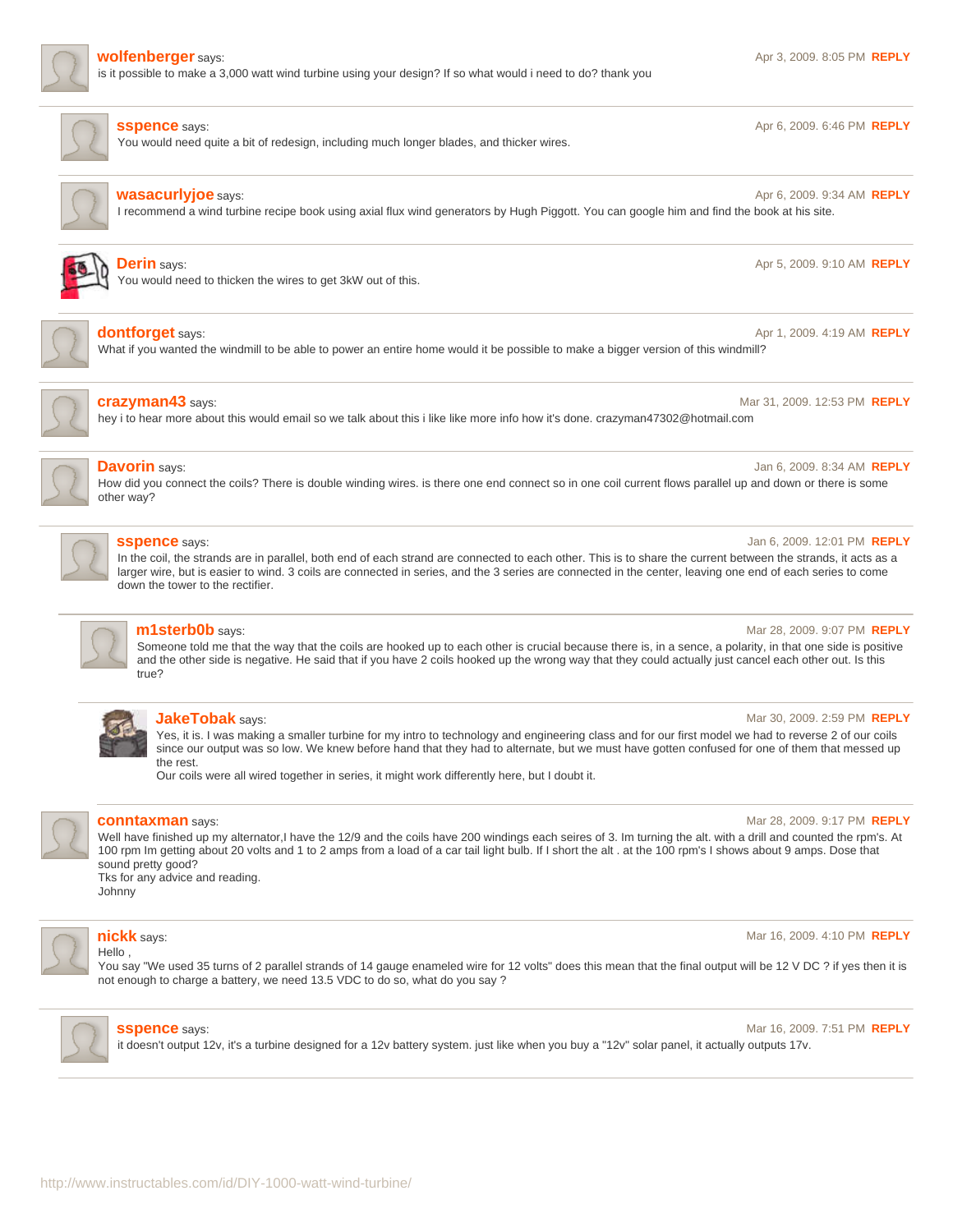**wolfenberger** says: Apr 3, 2009. 8:05 PM REPLY

is it possible to make a 3,000 watt wind turbine using your design? If so what would i need to do? thank you

**sspence** says: Apr 6, 2009. 6:46 PM REPLY

You would need quite a bit of redesign, including much longer blades, and thicker wires.

**wasacurlyjoe** says: Apr 6, 2009. 9:34 AM REPLY

I recommend a wind turbine recipe book using axial flux wind generators by Hugh Piggott. You can google him and find the book at his site.

**Derin** says: Apr 5, 2009. 9:10 AM REPLY

You would need to thicken the wires to get 3kW out of this.

**dontforget** says: Apr 1, 2009. 4:19 AM REPLY

What if you wanted the windmill to be able to power an entire home would it be possible to make a bigger version of this windmill?

**crazyman43** says: Mar 31, 2009. 12:53 PM REPLY

hey i to hear more about this would email so we talk about this i like like more info how it's done. crazyman47302@hotmail.com

**Davorin** says: Jan 6, 2009. 8:34 AM REPLY

How did you connect the coils? There is double winding wires. is there one end connect so in one coil current flows parallel up and down or there is some other way?

**sspence** says: Jan 6, 2009. 12:01 PM REPLY

In the coil, the strands are in parallel, both end of each strand are connected to each other. This is to share the current between the strands, it acts as a larger wire, but is easier to wind. 3 coils are connected in series, and the 3 series are connected in the center, leaving one end of each series to come down the tower to the rectifier.

**m1sterb0b** says: Mar 28, 2009. 9:07 PM REPLY

Someone told me that the way that the coils are hooked up to each other is crucial because there is, in a sence, a polarity, in that one side is positive and the other side is negative. He said that if you have 2 coils hooked up the wrong way that they could actually just cancel each other out. Is this true?

**JakeTobak** says: Mar 30, 2009. 2:59 PM REPLY

Yes, it is. I was making a smaller turbine for my intro to technology and engineering class and for our first model we had to reverse 2 of our coils since our output was so low. We knew before hand that they had to alternate, but we must have gotten confused for one of them that messed up the rest.
Our coils were all wired together in series, it might work differently here, but I doubt it.

**conntaxman** says: Mar 28, 2009. 9:17 PM REPLY

Well have finished up my alternator,I have the 12/9 and the coils have 200 windings each seires of 3. Im turning the alt. with a drill and counted the rpm's. At 100 rpm Im getting about 20 volts and 1 to 2 amps from a load of a car tail light bulb. If I short the alt . at the 100 rpm's I shows about 9 amps. Dose that sound pretty good?
Tks for any advice and reading.
Johnny

**nickk** says: Mar 16, 2009. 4:10 PM REPLY

Hello ,
You say "We used 35 turns of 2 parallel strands of 14 gauge enameled wire for 12 volts" does this mean that the final output will be 12 V DC ? if yes then it is not enough to charge a battery, we need 13.5 VDC to do so, what do you say ?

**sspence** says: Mar 16, 2009. 7:51 PM REPLY

it doesn't output 12v, it's a turbine designed for a 12v battery system. just like when you buy a "12v" solar panel, it actually outputs 17v.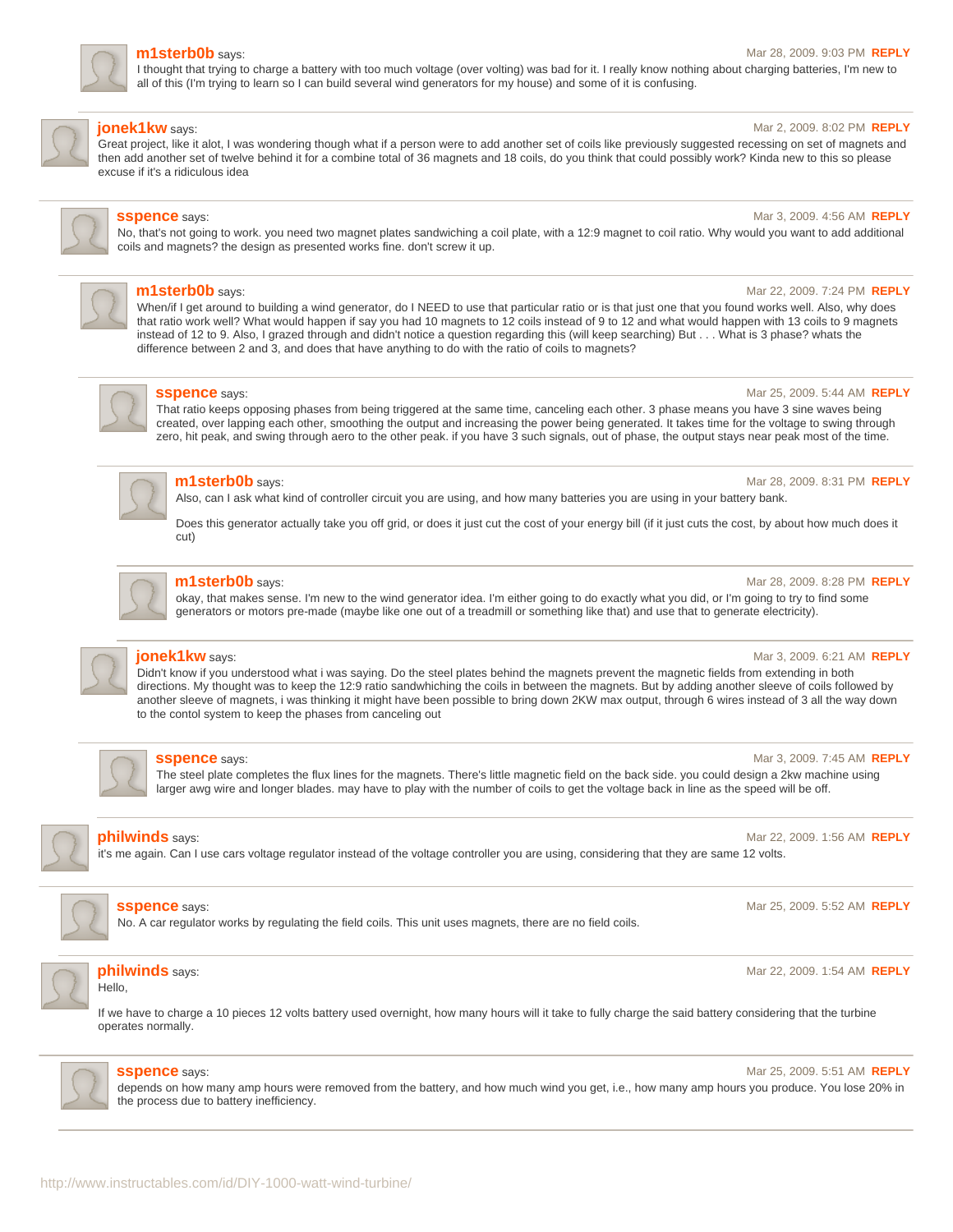**m1sterb0b** says: Mar 28, 2009. 9:03 PM REPLY

I thought that trying to charge a battery with too much voltage (over volting) was bad for it. I really know nothing about charging batteries, I'm new to all of this (I'm trying to learn so I can build several wind generators for my house) and some of it is confusing.

---

**jonek1kw** says: Mar 2, 2009. 8:02 PM REPLY

Great project, like it alot, I was wondering though what if a person were to add another set of coils like previously suggested recessing on set of magnets and then add another set of twelve behind it for a combine total of 36 magnets and 18 coils, do you think that could possibly work? Kinda new to this so please excuse if it's a ridiculous idea

---

**sspence** says: Mar 3, 2009. 4:56 AM REPLY

No, that's not going to work. you need two magnet plates sandwiching a coil plate, with a 12:9 magnet to coil ratio. Why would you want to add additional coils and magnets? the design as presented works fine. don't screw it up.

---

**m1sterb0b** says: Mar 22, 2009. 7:24 PM REPLY

When/if I get around to building a wind generator, do I NEED to use that particular ratio or is that just one that you found works well. Also, why does that ratio work well? What would happen if say you had 10 magnets to 12 coils instead of 9 to 12 and what would happen with 13 coils to 9 magnets instead of 12 to 9. Also, I grazed through and didn't notice a question regarding this (will keep searching) But . . . What is 3 phase? whats the difference between 2 and 3, and does that have anything to do with the ratio of coils to magnets?

---

**sspence** says: Mar 25, 2009. 5:44 AM REPLY

That ratio keeps opposing phases from being triggered at the same time, canceling each other. 3 phase means you have 3 sine waves being created, over lapping each other, smoothing the output and increasing the power being generated. It takes time for the voltage to swing through zero, hit peak, and swing through aero to the other peak. if you have 3 such signals, out of phase, the output stays near peak most of the time.

---

**m1sterb0b** says: Mar 28, 2009. 8:31 PM REPLY

Also, can I ask what kind of controller circuit you are using, and how many batteries you are using in your battery bank.

Does this generator actually take you off grid, or does it just cut the cost of your energy bill (if it just cuts the cost, by about how much does it cut)

---

**m1sterb0b** says: Mar 28, 2009. 8:28 PM REPLY

okay, that makes sense. I'm new to the wind generator idea. I'm either going to do exactly what you did, or I'm going to try to find some generators or motors pre-made (maybe like one out of a treadmill or something like that) and use that to generate electricity).

---

**jonek1kw** says: Mar 3, 2009. 6:21 AM REPLY

Didn't know if you understood what i was saying. Do the steel plates behind the magnets prevent the magnetic fields from extending in both directions. My thought was to keep the 12:9 ratio sandwhiching the coils in between the magnets. But by adding another sleeve of coils followed by another sleeve of magnets, i was thinking it might have been possible to bring down 2KW max output, through 6 wires instead of 3 all the way down to the contol system to keep the phases from canceling out

---

**sspence** says: Mar 3, 2009. 7:45 AM REPLY

The steel plate completes the flux lines for the magnets. There's little magnetic field on the back side. you could design a 2kw machine using larger awg wire and longer blades. may have to play with the number of coils to get the voltage back in line as the speed will be off.

---

**philwinds** says: Mar 22, 2009. 1:56 AM REPLY

it's me again. Can I use cars voltage regulator instead of the voltage controller you are using, considering that they are same 12 volts.

---

**sspence** says: Mar 25, 2009. 5:52 AM REPLY

No. A car regulator works by regulating the field coils. This unit uses magnets, there are no field coils.

---

**philwinds** says: Mar 22, 2009. 1:54 AM REPLY

Hello,

If we have to charge a 10 pieces 12 volts battery used overnight, how many hours will it take to fully charge the said battery considering that the turbine operates normally.

---

**sspence** says: Mar 25, 2009. 5:51 AM REPLY

depends on how many amp hours were removed from the battery, and how much wind you get, i.e., how many amp hours you produce. You lose 20% in the process due to battery inefficiency.

http://www.instructables.com/id/DIY-1000-watt-wind-turbine/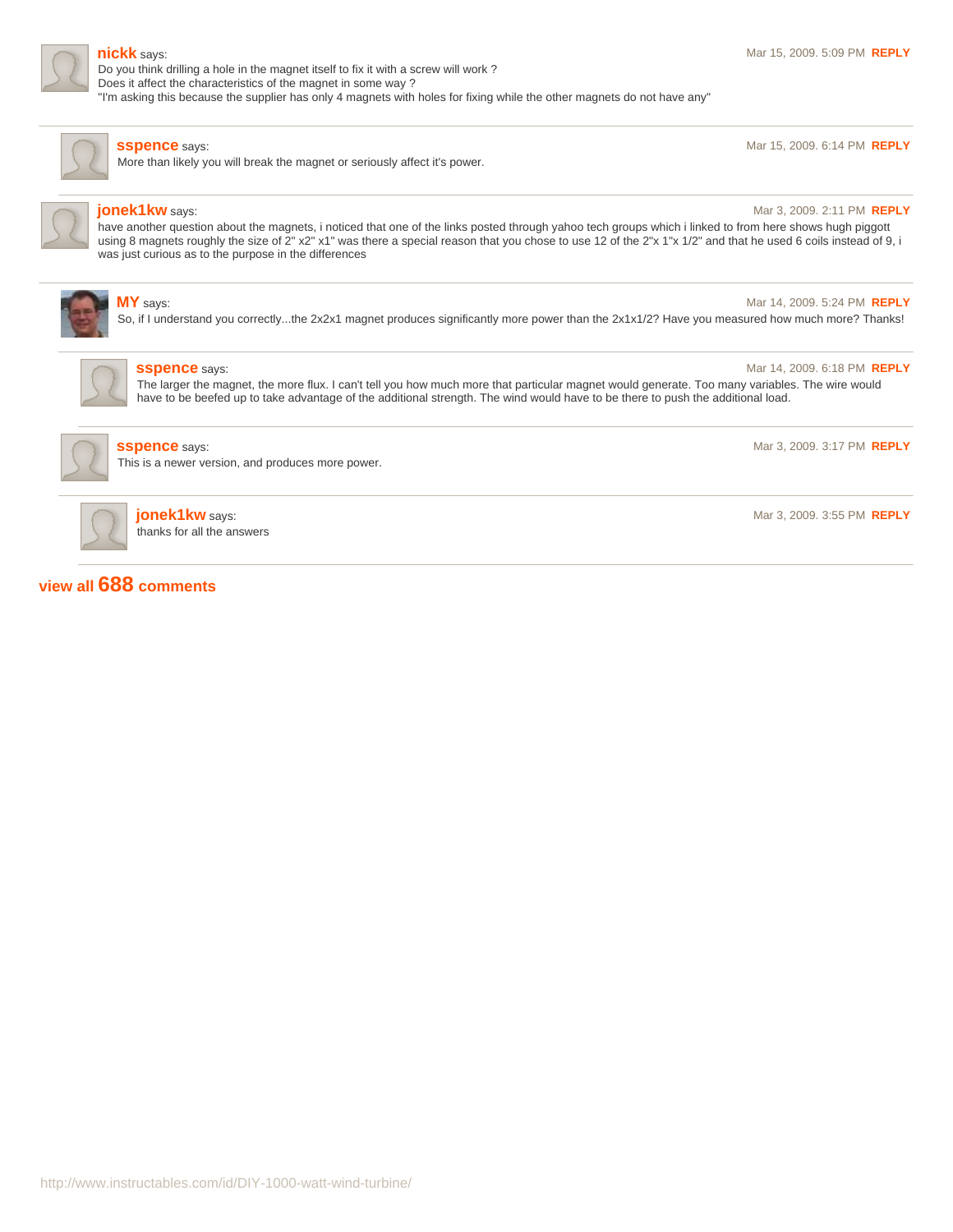**nickk** says: Mar 15, 2009. 5:09 PM REPLY

Do you think drilling a hole in the magnet itself to fix it with a screw will work ?
Does it affect the characteristics of the magnet in some way ?
"I'm asking this because the supplier has only 4 magnets with holes for fixing while the other magnets do not have any"

---

**sspence** says: Mar 15, 2009. 6:14 PM REPLY

More than likely you will break the magnet or seriously affect it's power.

---

**jonek1kw** says: Mar 3, 2009. 2:11 PM REPLY

have another question about the magnets, i noticed that one of the links posted through yahoo tech groups which i linked to from here shows hugh piggott using 8 magnets roughly the size of 2" x2" x1" was there a special reason that you chose to use 12 of the 2"x 1"x 1/2" and that he used 6 coils instead of 9, i was just curious as to the purpose in the differences

---

**MY** says: Mar 14, 2009. 5:24 PM REPLY

So, if I understand you correctly...the 2x2x1 magnet produces significantly more power than the 2x1x1/2? Have you measured how much more? Thanks!

---

**sspence** says: Mar 14, 2009. 6:18 PM REPLY

The larger the magnet, the more flux. I can't tell you how much more that particular magnet would generate. Too many variables. The wire would have to be beefed up to take advantage of the additional strength. The wind would have to be there to push the additional load.

---

**sspence** says: Mar 3, 2009. 3:17 PM REPLY

This is a newer version, and produces more power.

---

**jonek1kw** says: Mar 3, 2009. 3:55 PM REPLY

thanks for all the answers

---

**view all 688 comments**

http://www.instructables.com/id/DIY-1000-watt-wind-turbine/